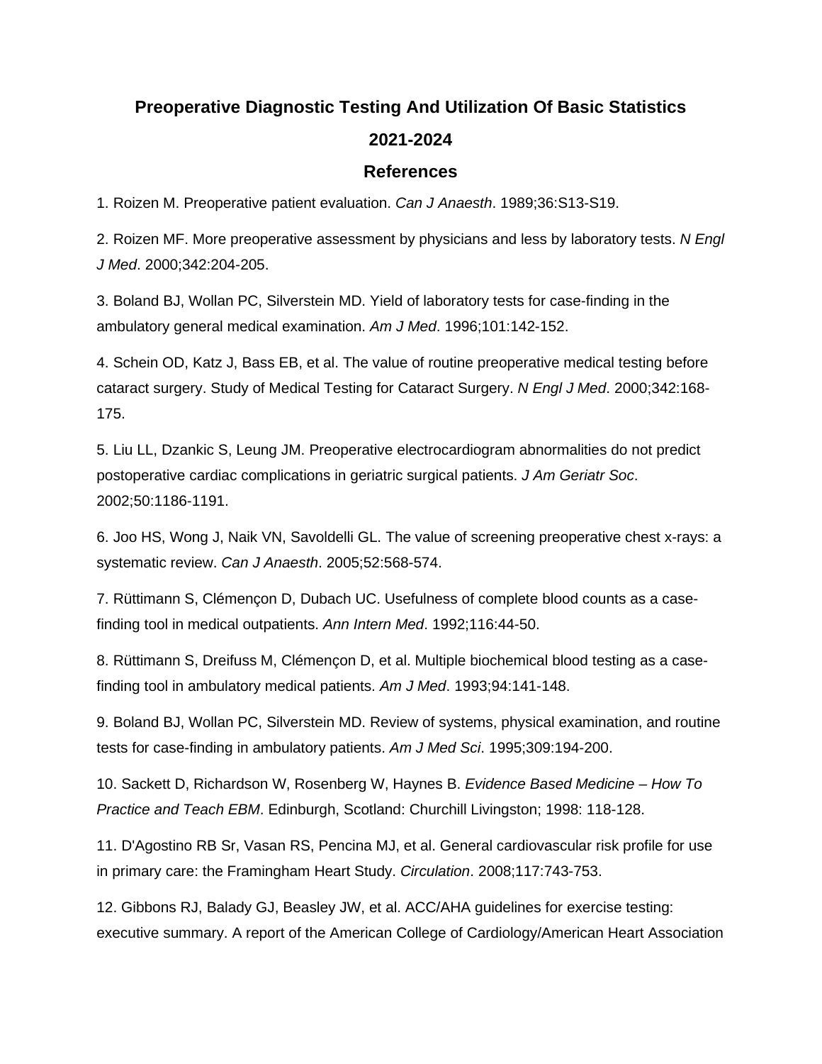# Preoperative Diagnostic Testing And Utilization Of Basic Statistics

# 2021-2024

## References

1. Roizen M. Preoperative patient evaluation. *Can J Anaesth*. 1989;36:S13-S19.

2. Roizen MF. More preoperative assessment by physicians and less by laboratory tests. *N Engl J Med*. 2000;342:204-205.

3. Boland BJ, Wollan PC, Silverstein MD. Yield of laboratory tests for case-finding in the ambulatory general medical examination. *Am J Med*. 1996;101:142-152.

4. Schein OD, Katz J, Bass EB, et al. The value of routine preoperative medical testing before cataract surgery. Study of Medical Testing for Cataract Surgery. *N Engl J Med*. 2000;342:168-175.

5. Liu LL, Dzankic S, Leung JM. Preoperative electrocardiogram abnormalities do not predict postoperative cardiac complications in geriatric surgical patients. *J Am Geriatr Soc*. 2002;50:1186-1191.

6. Joo HS, Wong J, Naik VN, Savoldelli GL. The value of screening preoperative chest x-rays: a systematic review. *Can J Anaesth*. 2005;52:568-574.

7. Rüttimann S, Clémençon D, Dubach UC. Usefulness of complete blood counts as a case-finding tool in medical outpatients. *Ann Intern Med*. 1992;116:44-50.

8. Rüttimann S, Dreifuss M, Clémençon D, et al. Multiple biochemical blood testing as a case-finding tool in ambulatory medical patients. *Am J Med*. 1993;94:141-148.

9. Boland BJ, Wollan PC, Silverstein MD. Review of systems, physical examination, and routine tests for case-finding in ambulatory patients. *Am J Med Sci*. 1995;309:194-200.

10. Sackett D, Richardson W, Rosenberg W, Haynes B. *Evidence Based Medicine – How To Practice and Teach EBM*. Edinburgh, Scotland: Churchill Livingston; 1998: 118-128.

11. D'Agostino RB Sr, Vasan RS, Pencina MJ, et al. General cardiovascular risk profile for use in primary care: the Framingham Heart Study. *Circulation*. 2008;117:743-753.

12. Gibbons RJ, Balady GJ, Beasley JW, et al. ACC/AHA guidelines for exercise testing: executive summary. A report of the American College of Cardiology/American Heart Association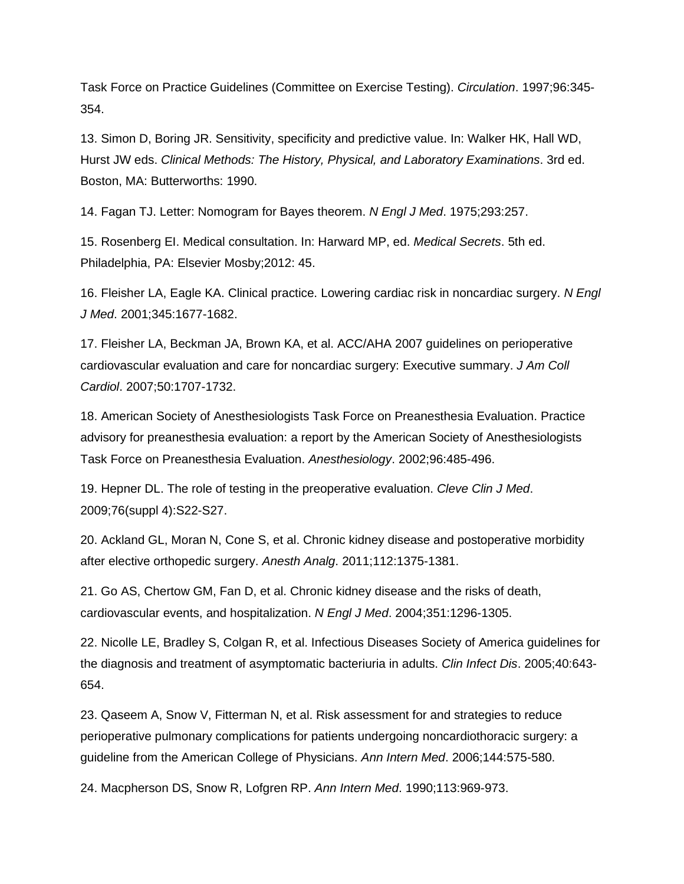Task Force on Practice Guidelines (Committee on Exercise Testing). *Circulation*. 1997;96:345-354.

13. Simon D, Boring JR. Sensitivity, specificity and predictive value. In: Walker HK, Hall WD, Hurst JW eds. *Clinical Methods: The History, Physical, and Laboratory Examinations*. 3rd ed. Boston, MA: Butterworths: 1990.

14. Fagan TJ. Letter: Nomogram for Bayes theorem. *N Engl J Med*. 1975;293:257.

15. Rosenberg EI. Medical consultation. In: Harward MP, ed. *Medical Secrets*. 5th ed. Philadelphia, PA: Elsevier Mosby;2012: 45.

16. Fleisher LA, Eagle KA. Clinical practice. Lowering cardiac risk in noncardiac surgery. *N Engl J Med*. 2001;345:1677-1682.

17. Fleisher LA, Beckman JA, Brown KA, et al. ACC/AHA 2007 guidelines on perioperative cardiovascular evaluation and care for noncardiac surgery: Executive summary. *J Am Coll Cardiol*. 2007;50:1707-1732.

18. American Society of Anesthesiologists Task Force on Preanesthesia Evaluation. Practice advisory for preanesthesia evaluation: a report by the American Society of Anesthesiologists Task Force on Preanesthesia Evaluation. *Anesthesiology*. 2002;96:485-496.

19. Hepner DL. The role of testing in the preoperative evaluation. *Cleve Clin J Med*. 2009;76(suppl 4):S22-S27.

20. Ackland GL, Moran N, Cone S, et al. Chronic kidney disease and postoperative morbidity after elective orthopedic surgery. *Anesth Analg*. 2011;112:1375-1381.

21. Go AS, Chertow GM, Fan D, et al. Chronic kidney disease and the risks of death, cardiovascular events, and hospitalization. *N Engl J Med*. 2004;351:1296-1305.

22. Nicolle LE, Bradley S, Colgan R, et al. Infectious Diseases Society of America guidelines for the diagnosis and treatment of asymptomatic bacteriuria in adults. *Clin Infect Dis*. 2005;40:643-654.

23. Qaseem A, Snow V, Fitterman N, et al. Risk assessment for and strategies to reduce perioperative pulmonary complications for patients undergoing noncardiothoracic surgery: a guideline from the American College of Physicians. *Ann Intern Med*. 2006;144:575-580.

24. Macpherson DS, Snow R, Lofgren RP. *Ann Intern Med*. 1990;113:969-973.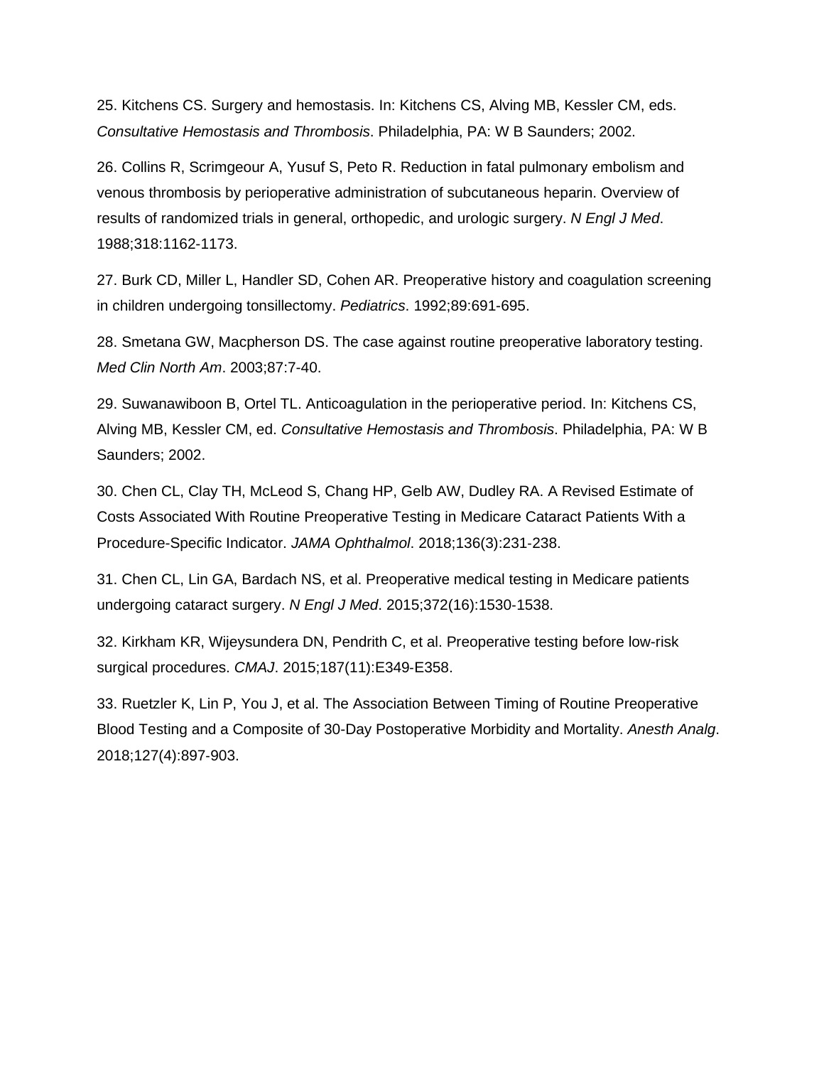25. Kitchens CS. Surgery and hemostasis. In: Kitchens CS, Alving MB, Kessler CM, eds. *Consultative Hemostasis and Thrombosis*. Philadelphia, PA: W B Saunders; 2002.

26. Collins R, Scrimgeour A, Yusuf S, Peto R. Reduction in fatal pulmonary embolism and venous thrombosis by perioperative administration of subcutaneous heparin. Overview of results of randomized trials in general, orthopedic, and urologic surgery. *N Engl J Med*. 1988;318:1162-1173.

27. Burk CD, Miller L, Handler SD, Cohen AR. Preoperative history and coagulation screening in children undergoing tonsillectomy. *Pediatrics*. 1992;89:691-695.

28. Smetana GW, Macpherson DS. The case against routine preoperative laboratory testing. *Med Clin North Am*. 2003;87:7-40.

29. Suwanawiboon B, Ortel TL. Anticoagulation in the perioperative period. In: Kitchens CS, Alving MB, Kessler CM, ed. *Consultative Hemostasis and Thrombosis*. Philadelphia, PA: W B Saunders; 2002.

30. Chen CL, Clay TH, McLeod S, Chang HP, Gelb AW, Dudley RA. A Revised Estimate of Costs Associated With Routine Preoperative Testing in Medicare Cataract Patients With a Procedure-Specific Indicator. *JAMA Ophthalmol*. 2018;136(3):231-238.

31. Chen CL, Lin GA, Bardach NS, et al. Preoperative medical testing in Medicare patients undergoing cataract surgery. *N Engl J Med*. 2015;372(16):1530-1538.

32. Kirkham KR, Wijeysundera DN, Pendrith C, et al. Preoperative testing before low-risk surgical procedures. *CMAJ*. 2015;187(11):E349-E358.

33. Ruetzler K, Lin P, You J, et al. The Association Between Timing of Routine Preoperative Blood Testing and a Composite of 30-Day Postoperative Morbidity and Mortality. *Anesth Analg*. 2018;127(4):897-903.